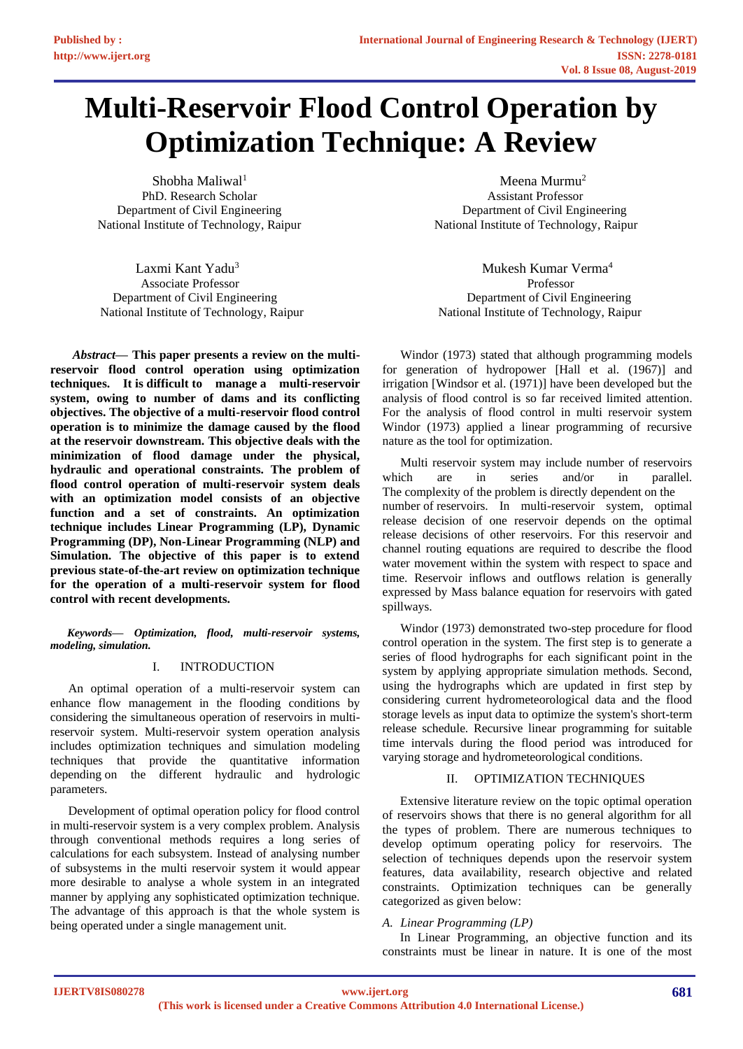# Multi-Reservoir Flood Control Operation by Optimization Technique: A Review

Shobha Maliwal[1]
PhD. Research Scholar
Department of Civil Engineering
National Institute of Technology, Raipur

Meena Murmu[2]
Assistant Professor
Department of Civil Engineering
National Institute of Technology, Raipur

Laxmi Kant Yadu[3]
Associate Professor
Department of Civil Engineering
National Institute of Technology, Raipur

Mukesh Kumar Verma[4]
Professor
Department of Civil Engineering
National Institute of Technology, Raipur

***Abstract*— This paper presents a review on the multi-reservoir flood control operation using optimization techniques. It is difficult to manage a multi-reservoir system, owing to number of dams and its conflicting objectives. The objective of a multi-reservoir flood control operation is to minimize the damage caused by the flood at the reservoir downstream. This objective deals with the minimization of flood damage under the physical, hydraulic and operational constraints. The problem of flood control operation of multi-reservoir system deals with an optimization model consists of an objective function and a set of constraints. An optimization technique includes Linear Programming (LP), Dynamic Programming (DP), Non-Linear Programming (NLP) and Simulation. The objective of this paper is to extend previous state-of-the-art review on optimization technique for the operation of a multi-reservoir system for flood control with recent developments.**

***Keywords*— *Optimization, flood, multi-reservoir systems, modeling, simulation.***

## I. INTRODUCTION

An optimal operation of a multi-reservoir system can enhance flow management in the flooding conditions by considering the simultaneous operation of reservoirs in multi-reservoir system. Multi-reservoir system operation analysis includes optimization techniques and simulation modeling techniques that provide the quantitative information depending on the different hydraulic and hydrologic parameters.

Development of optimal operation policy for flood control in multi-reservoir system is a very complex problem. Analysis through conventional methods requires a long series of calculations for each subsystem. Instead of analysing number of subsystems in the multi reservoir system it would appear more desirable to analyse a whole system in an integrated manner by applying any sophisticated optimization technique. The advantage of this approach is that the whole system is being operated under a single management unit.

Windor (1973) stated that although programming models for generation of hydropower [Hall et al. (1967)] and irrigation [Windsor et al. (1971)] have been developed but the analysis of flood control is so far received limited attention. For the analysis of flood control in multi reservoir system Windor (1973) applied a linear programming of recursive nature as the tool for optimization.

Multi reservoir system may include number of reservoirs which are in series and/or in parallel. The complexity of the problem is directly dependent on the number of reservoirs. In multi-reservoir system, optimal release decision of one reservoir depends on the optimal release decisions of other reservoirs. For this reservoir and channel routing equations are required to describe the flood water movement within the system with respect to space and time. Reservoir inflows and outflows relation is generally expressed by Mass balance equation for reservoirs with gated spillways.

Windor (1973) demonstrated two-step procedure for flood control operation in the system. The first step is to generate a series of flood hydrographs for each significant point in the system by applying appropriate simulation methods. Second, using the hydrographs which are updated in first step by considering current hydrometeorological data and the flood storage levels as input data to optimize the system's short-term release schedule. Recursive linear programming for suitable time intervals during the flood period was introduced for varying storage and hydrometeorological conditions.

## II. OPTIMIZATION TECHNIQUES

Extensive literature review on the topic optimal operation of reservoirs shows that there is no general algorithm for all the types of problem. There are numerous techniques to develop optimum operating policy for reservoirs. The selection of techniques depends upon the reservoir system features, data availability, research objective and related constraints. Optimization techniques can be generally categorized as given below:

### *A. Linear Programming (LP)*

In Linear Programming, an objective function and its constraints must be linear in nature. It is one of the most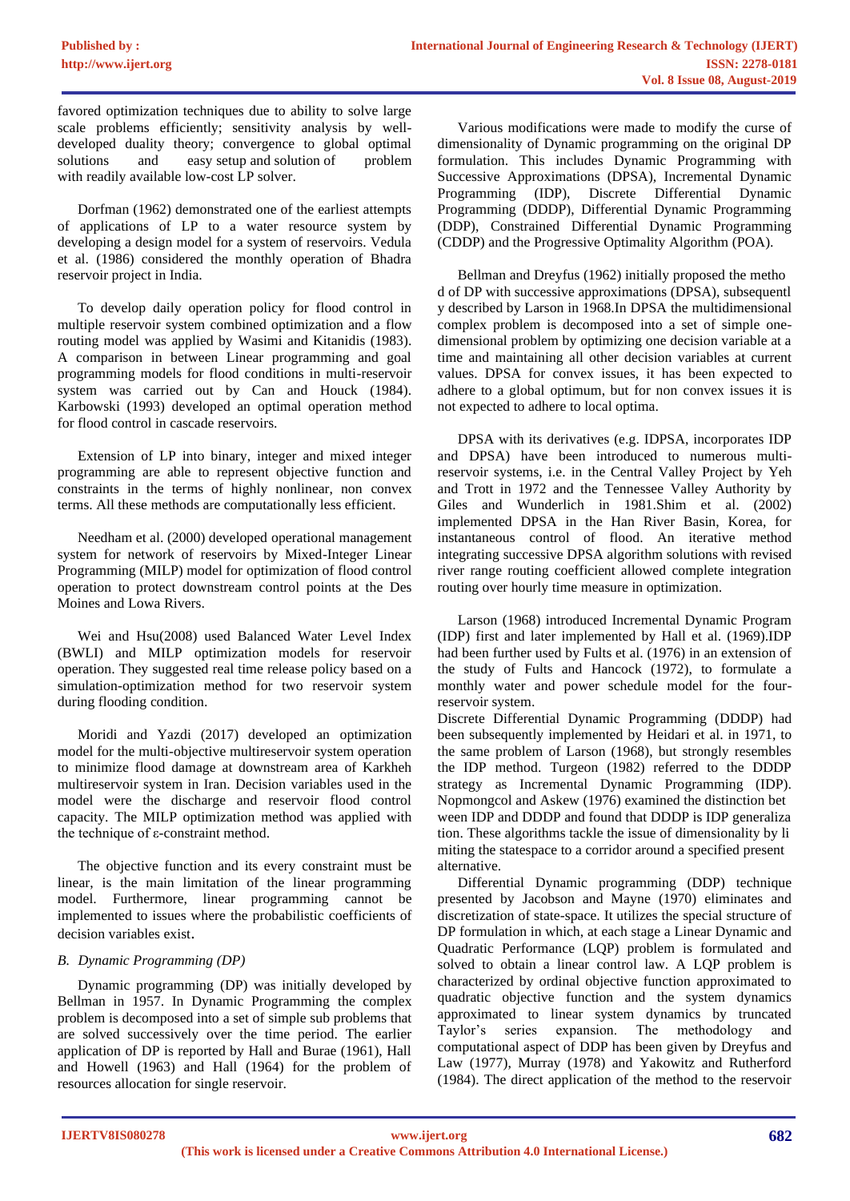favored optimization techniques due to ability to solve large scale problems efficiently; sensitivity analysis by well-developed duality theory; convergence to global optimal solutions and easy setup and solution of problem with readily available low-cost LP solver.

Dorfman (1962) demonstrated one of the earliest attempts of applications of LP to a water resource system by developing a design model for a system of reservoirs. Vedula et al. (1986) considered the monthly operation of Bhadra reservoir project in India.

To develop daily operation policy for flood control in multiple reservoir system combined optimization and a flow routing model was applied by Wasimi and Kitanidis (1983). A comparison in between Linear programming and goal programming models for flood conditions in multi-reservoir system was carried out by Can and Houck (1984). Karbowski (1993) developed an optimal operation method for flood control in cascade reservoirs.

Extension of LP into binary, integer and mixed integer programming are able to represent objective function and constraints in the terms of highly nonlinear, non convex terms. All these methods are computationally less efficient.

Needham et al. (2000) developed operational management system for network of reservoirs by Mixed-Integer Linear Programming (MILP) model for optimization of flood control operation to protect downstream control points at the Des Moines and Lowa Rivers.

Wei and Hsu(2008) used Balanced Water Level Index (BWLI) and MILP optimization models for reservoir operation. They suggested real time release policy based on a simulation-optimization method for two reservoir system during flooding condition.

Moridi and Yazdi (2017) developed an optimization model for the multi-objective multireservoir system operation to minimize flood damage at downstream area of Karkheh multireservoir system in Iran. Decision variables used in the model were the discharge and reservoir flood control capacity. The MILP optimization method was applied with the technique of ε-constraint method.

The objective function and its every constraint must be linear, is the main limitation of the linear programming model. Furthermore, linear programming cannot be implemented to issues where the probabilistic coefficients of decision variables exist.

### *B. Dynamic Programming (DP)*

Dynamic programming (DP) was initially developed by Bellman in 1957. In Dynamic Programming the complex problem is decomposed into a set of simple sub problems that are solved successively over the time period. The earlier application of DP is reported by Hall and Burae (1961), Hall and Howell (1963) and Hall (1964) for the problem of resources allocation for single reservoir.

Various modifications were made to modify the curse of dimensionality of Dynamic programming on the original DP formulation. This includes Dynamic Programming with Successive Approximations (DPSA), Incremental Dynamic Programming (IDP), Discrete Differential Dynamic Programming (DDDP), Differential Dynamic Programming (DDP), Constrained Differential Dynamic Programming (CDDP) and the Progressive Optimality Algorithm (POA).

Bellman and Dreyfus (1962) initially proposed the metho d of DP with successive approximations (DPSA), subsequentl y described by Larson in 1968.In DPSA the multidimensional complex problem is decomposed into a set of simple one-dimensional problem by optimizing one decision variable at a time and maintaining all other decision variables at current values. DPSA for convex issues, it has been expected to adhere to a global optimum, but for non convex issues it is not expected to adhere to local optima.

DPSA with its derivatives (e.g. IDPSA, incorporates IDP and DPSA) have been introduced to numerous multi-reservoir systems, i.e. in the Central Valley Project by Yeh and Trott in 1972 and the Tennessee Valley Authority by Giles and Wunderlich in 1981.Shim et al. (2002) implemented DPSA in the Han River Basin, Korea, for instantaneous control of flood. An iterative method integrating successive DPSA algorithm solutions with revised river range routing coefficient allowed complete integration routing over hourly time measure in optimization.

Larson (1968) introduced Incremental Dynamic Program (IDP) first and later implemented by Hall et al. (1969).IDP had been further used by Fults et al. (1976) in an extension of the study of Fults and Hancock (1972), to formulate a monthly water and power schedule model for the four-reservoir system.

Discrete Differential Dynamic Programming (DDDP) had been subsequently implemented by Heidari et al. in 1971, to the same problem of Larson (1968), but strongly resembles the IDP method. Turgeon (1982) referred to the DDDP strategy as Incremental Dynamic Programming (IDP). Nopmongcol and Askew (1976) examined the distinction bet ween IDP and DDDP and found that DDDP is IDP generaliza tion. These algorithms tackle the issue of dimensionality by li miting the statespace to a corridor around a specified present alternative.

Differential Dynamic programming (DDP) technique presented by Jacobson and Mayne (1970) eliminates and discretization of state-space. It utilizes the special structure of DP formulation in which, at each stage a Linear Dynamic and Quadratic Performance (LQP) problem is formulated and solved to obtain a linear control law. A LQP problem is characterized by ordinal objective function approximated to quadratic objective function and the system dynamics approximated to linear system dynamics by truncated Taylor's series expansion. The methodology and computational aspect of DDP has been given by Dreyfus and Law (1977), Murray (1978) and Yakowitz and Rutherford (1984). The direct application of the method to the reservoir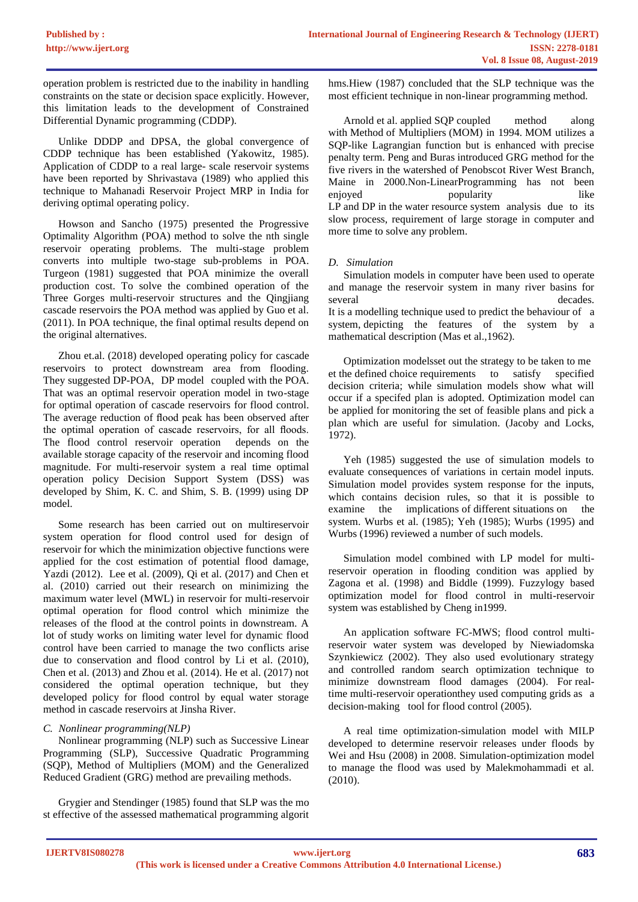operation problem is restricted due to the inability in handling constraints on the state or decision space explicitly. However, this limitation leads to the development of Constrained Differential Dynamic programming (CDDP).

Unlike DDDP and DPSA, the global convergence of CDDP technique has been established (Yakowitz, 1985). Application of CDDP to a real large- scale reservoir systems have been reported by Shrivastava (1989) who applied this technique to Mahanadi Reservoir Project MRP in India for deriving optimal operating policy.

Howson and Sancho (1975) presented the Progressive Optimality Algorithm (POA) method to solve the nth single reservoir operating problems. The multi-stage problem converts into multiple two-stage sub-problems in POA. Turgeon (1981) suggested that POA minimize the overall production cost. To solve the combined operation of the Three Gorges multi-reservoir structures and the Qingjiang cascade reservoirs the POA method was applied by Guo et al. (2011). In POA technique, the final optimal results depend on the original alternatives.

Zhou et.al. (2018) developed operating policy for cascade reservoirs to protect downstream area from flooding. They suggested DP-POA, DP model coupled with the POA. That was an optimal reservoir operation model in two-stage for optimal operation of cascade reservoirs for flood control. The average reduction of flood peak has been observed after the optimal operation of cascade reservoirs, for all floods. The flood control reservoir operation depends on the available storage capacity of the reservoir and incoming flood magnitude. For multi-reservoir system a real time optimal operation policy Decision Support System (DSS) was developed by Shim, K. C. and Shim, S. B. (1999) using DP model.

Some research has been carried out on multireservoir system operation for flood control used for design of reservoir for which the minimization objective functions were applied for the cost estimation of potential flood damage, Yazdi (2012). Lee et al. (2009), Qi et al. (2017) and Chen et al. (2010) carried out their research on minimizing the maximum water level (MWL) in reservoir for multi-reservoir optimal operation for flood control which minimize the releases of the flood at the control points in downstream. A lot of study works on limiting water level for dynamic flood control have been carried to manage the two conflicts arise due to conservation and flood control by Li et al. (2010), Chen et al. (2013) and Zhou et al. (2014). He et al. (2017) not considered the optimal operation technique, but they developed policy for flood control by equal water storage method in cascade reservoirs at Jinsha River.

### *C. Nonlinear programming(NLP)*

Nonlinear programming (NLP) such as Successive Linear Programming (SLP), Successive Quadratic Programming (SQP), Method of Multipliers (MOM) and the Generalized Reduced Gradient (GRG) method are prevailing methods.

Grygier and Stendinger (1985) found that SLP was the mo st effective of the assessed mathematical programming algorithms.Hiew (1987) concluded that the SLP technique was the most efficient technique in non-linear programming method.

Arnold et al. applied SQP coupled method along with Method of Multipliers (MOM) in 1994. MOM utilizes a SQP-like Lagrangian function but is enhanced with precise penalty term. Peng and Buras introduced GRG method for the five rivers in the watershed of Penobscot River West Branch, Maine in 2000.Non-LinearProgramming has not been enjoyed popularity like LP and DP in the water resource system analysis due to its slow process, requirement of large storage in computer and more time to solve any problem.

### *D. Simulation*

Simulation models in computer have been used to operate and manage the reservoir system in many river basins for several decades. It is a modelling technique used to predict the behaviour of a system, depicting the features of the system by a mathematical description (Mas et al.,1962).

Optimization modelsset out the strategy to be taken to me et the defined choice requirements to satisfy specified decision criteria; while simulation models show what will occur if a specifed plan is adopted. Optimization model can be applied for monitoring the set of feasible plans and pick a plan which are useful for simulation. (Jacoby and Locks, 1972).

Yeh (1985) suggested the use of simulation models to evaluate consequences of variations in certain model inputs. Simulation model provides system response for the inputs, which contains decision rules, so that it is possible to examine the implications of different situations on the system. Wurbs et al. (1985); Yeh (1985); Wurbs (1995) and Wurbs (1996) reviewed a number of such models.

Simulation model combined with LP model for multi-reservoir operation in flooding condition was applied by Zagona et el. (1998) and Biddle (1999). Fuzzylogy based optimization model for flood control in multi-reservoir system was established by Cheng in1999.

An application software FC-MWS; flood control multi-reservoir water system was developed by Niewiadomska Szynkiewicz (2002). They also used evolutionary strategy and controlled random search optimization technique to minimize downstream flood damages (2004). For real-time multi-reservoir operationthey used computing grids as a decision-making tool for flood control (2005).

A real time optimization-simulation model with MILP developed to determine reservoir releases under floods by Wei and Hsu (2008) in 2008. Simulation-optimization model to manage the flood was used by Malekmohammadi et al. (2010).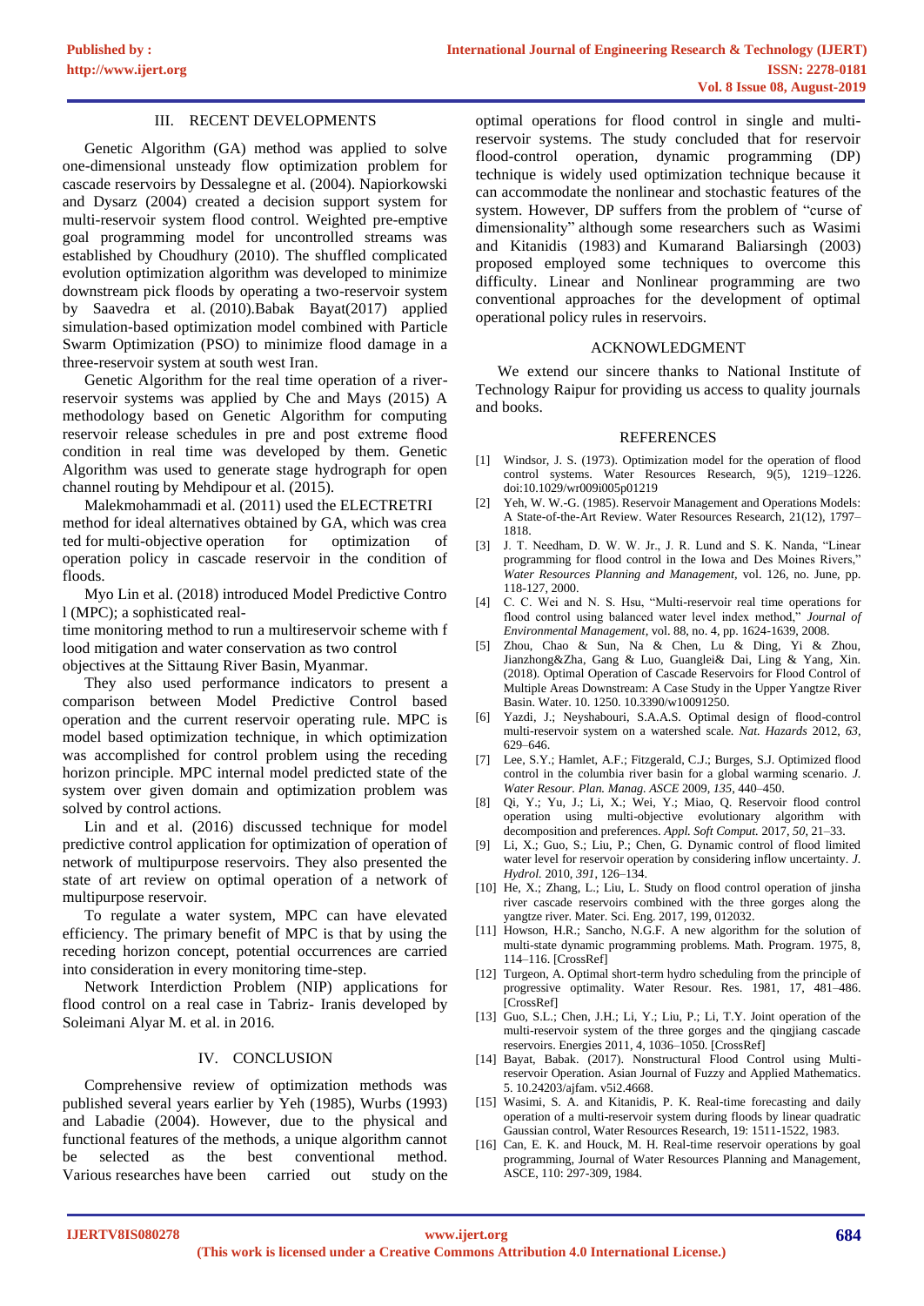## III. RECENT DEVELOPMENTS

Genetic Algorithm (GA) method was applied to solve one-dimensional unsteady flow optimization problem for cascade reservoirs by Dessalegne et al. (2004). Napiorkowski and Dysarz (2004) created a decision support system for multi-reservoir system flood control. Weighted pre-emptive goal programming model for uncontrolled streams was established by Choudhury (2010). The shuffled complicated evolution optimization algorithm was developed to minimize downstream pick floods by operating a two-reservoir system by Saavedra et al. (2010).Babak Bayat(2017) applied simulation-based optimization model combined with Particle Swarm Optimization (PSO) to minimize flood damage in a three-reservoir system at south west Iran.

Genetic Algorithm for the real time operation of a river-reservoir systems was applied by Che and Mays (2015) A methodology based on Genetic Algorithm for computing reservoir release schedules in pre and post extreme flood condition in real time was developed by them. Genetic Algorithm was used to generate stage hydrograph for open channel routing by Mehdipour et al. (2015).

Malekmohammadi et al. (2011) used the ELECTRETRI method for ideal alternatives obtained by GA, which was crea ted for multi-objective operation for optimization of operation policy in cascade reservoir in the condition of floods.

Myo Lin et al. (2018) introduced Model Predictive Contro l (MPC); a sophisticated real-time monitoring method to run a multireservoir scheme with f lood mitigation and water conservation as two control objectives at the Sittaung River Basin, Myanmar.

They also used performance indicators to present a comparison between Model Predictive Control based operation and the current reservoir operating rule. MPC is model based optimization technique, in which optimization was accomplished for control problem using the receding horizon principle. MPC internal model predicted state of the system over given domain and optimization problem was solved by control actions.

Lin and et al. (2016) discussed technique for model predictive control application for optimization of operation of network of multipurpose reservoirs. They also presented the state of art review on optimal operation of a network of multipurpose reservoir.

To regulate a water system, MPC can have elevated efficiency. The primary benefit of MPC is that by using the receding horizon concept, potential occurrences are carried into consideration in every monitoring time-step.

Network Interdiction Problem (NIP) applications for flood control on a real case in Tabriz- Iranis developed by Soleimani Alyar M. et al. in 2016.

## IV. CONCLUSION

Comprehensive review of optimization methods was published several years earlier by Yeh (1985), Wurbs (1993) and Labadie (2004). However, due to the physical and functional features of the methods, a unique algorithm cannot be selected as the best conventional method. Various researches have been carried out study on the optimal operations for flood control in single and multi-reservoir systems. The study concluded that for reservoir flood-control operation, dynamic programming (DP) technique is widely used optimization technique because it can accommodate the nonlinear and stochastic features of the system. However, DP suffers from the problem of "curse of dimensionality" although some researchers such as Wasimi and Kitanidis (1983) and Kumarand Baliarsingh (2003) proposed employed some techniques to overcome this difficulty. Linear and Nonlinear programming are two conventional approaches for the development of optimal operational policy rules in reservoirs.

## ACKNOWLEDGMENT

We extend our sincere thanks to National Institute of Technology Raipur for providing us access to quality journals and books.

## REFERENCES

[1] Windsor, J. S. (1973). Optimization model for the operation of flood control systems. Water Resources Research, 9(5), 1219–1226. doi:10.1029/wr009i005p01219

[2] Yeh, W. W.-G. (1985). Reservoir Management and Operations Models: A State-of-the-Art Review. Water Resources Research, 21(12), 1797–1818.

[3] J. T. Needham, D. W. W. Jr., J. R. Lund and S. K. Nanda, "Linear programming for flood control in the Iowa and Des Moines Rivers," *Water Resources Planning and Management*, vol. 126, no. June, pp. 118-127, 2000.

[4] C. C. Wei and N. S. Hsu, "Multi-reservoir real time operations for flood control using balanced water level index method," *Journal of Environmental Management*, vol. 88, no. 4, pp. 1624-1639, 2008.

[5] Zhou, Chao & Sun, Na & Chen, Lu & Ding, Yi & Zhou, Jianzhong&Zha, Gang & Luo, Guanglei& Dai, Ling & Yang, Xin. (2018). Optimal Operation of Cascade Reservoirs for Flood Control of Multiple Areas Downstream: A Case Study in the Upper Yangtze River Basin. Water. 10. 1250. 10.3390/w10091250.

[6] Yazdi, J.; Neyshabouri, S.A.A.S. Optimal design of flood-control multi-reservoir system on a watershed scale. *Nat. Hazards* 2012, *63*, 629–646.

[7] Lee, S.Y.; Hamlet, A.F.; Fitzgerald, C.J.; Burges, S.J. Optimized flood control in the columbia river basin for a global warming scenario. *J. Water Resour. Plan. Manag. ASCE* 2009, *135*, 440–450.

[8] Qi, Y.; Yu, J.; Li, X.; Wei, Y.; Miao, Q. Reservoir flood control operation using multi-objective evolutionary algorithm with decomposition and preferences. *Appl. Soft Comput.* 2017, *50*, 21–33.

[9] Li, X.; Guo, S.; Liu, P.; Chen, G. Dynamic control of flood limited water level for reservoir operation by considering inflow uncertainty. *J. Hydrol.* 2010, *391*, 126–134.

[10] He, X.; Zhang, L.; Liu, L. Study on flood control operation of jinsha river cascade reservoirs combined with the three gorges along the yangtze river. Mater. Sci. Eng. 2017, 199, 012032.

[11] Howson, H.R.; Sancho, N.G.F. A new algorithm for the solution of multi-state dynamic programming problems. Math. Program. 1975, 8, 114–116. [CrossRef]

[12] Turgeon, A. Optimal short-term hydro scheduling from the principle of progressive optimality. Water Resour. Res. 1981, 17, 481–486. [CrossRef]

[13] Guo, S.L.; Chen, J.H.; Li, Y.; Liu, P.; Li, T.Y. Joint operation of the multi-reservoir system of the three gorges and the qingjiang cascade reservoirs. Energies 2011, 4, 1036–1050. [CrossRef]

[14] Bayat, Babak. (2017). Nonstructural Flood Control using Multi-reservoir Operation. Asian Journal of Fuzzy and Applied Mathematics. 5. 10.24203/ajfam. v5i2.4668.

[15] Wasimi, S. A. and Kitanidis, P. K. Real-time forecasting and daily operation of a multi-reservoir system during floods by linear quadratic Gaussian control, Water Resources Research, 19: 1511-1522, 1983.

[16] Can, E. K. and Houck, M. H. Real-time reservoir operations by goal programming, Journal of Water Resources Planning and Management, ASCE, 110: 297-309, 1984.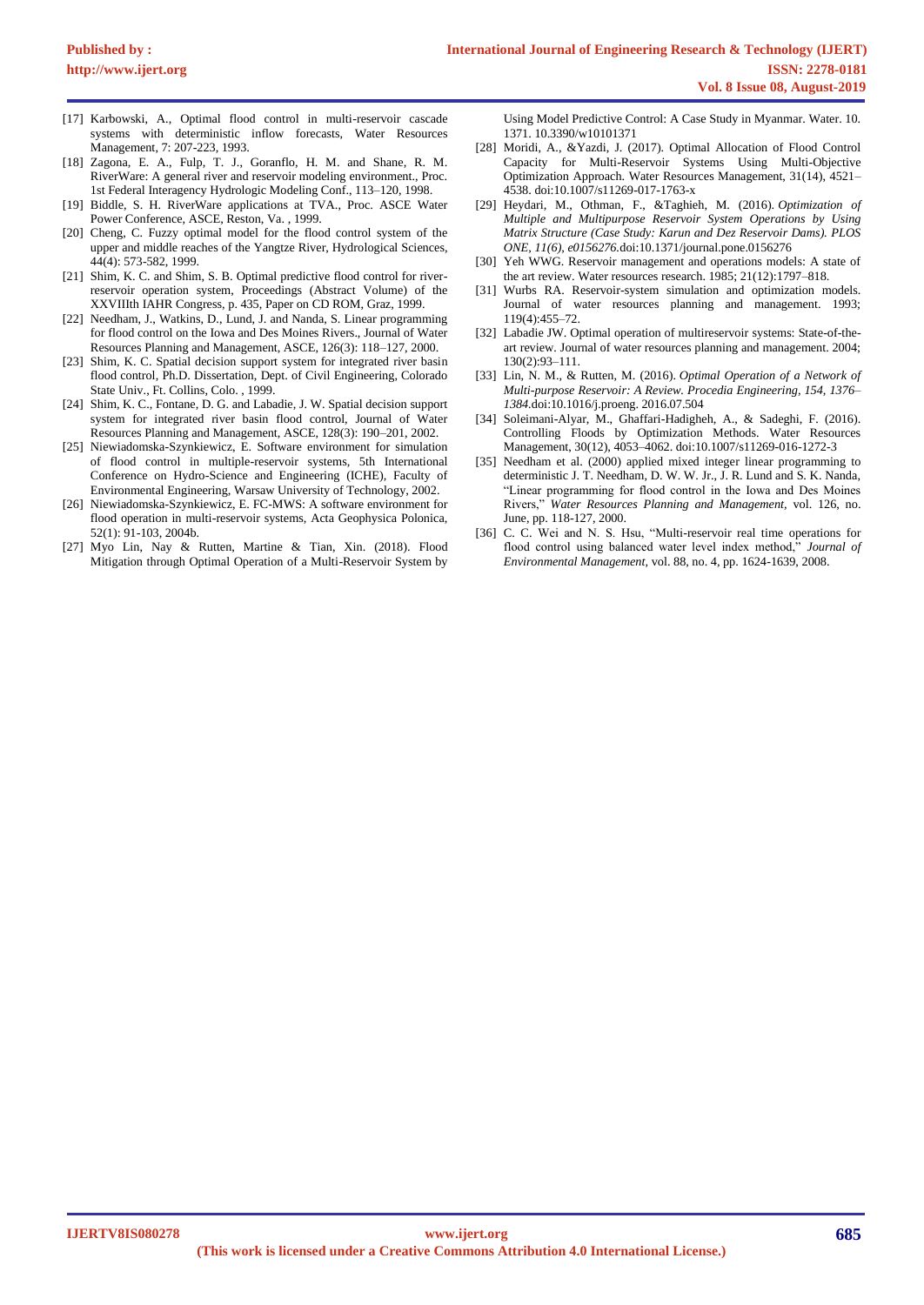[17] Karbowski, A., Optimal flood control in multi-reservoir cascade systems with deterministic inflow forecasts, Water Resources Management, 7: 207-223, 1993.

[18] Zagona, E. A., Fulp, T. J., Goranflo, H. M. and Shane, R. M. RiverWare: A general river and reservoir modeling environment., Proc. 1st Federal Interagency Hydrologic Modeling Conf., 113–120, 1998.

[19] Biddle, S. H. RiverWare applications at TVA., Proc. ASCE Water Power Conference, ASCE, Reston, Va. , 1999.

[20] Cheng, C. Fuzzy optimal model for the flood control system of the upper and middle reaches of the Yangtze River, Hydrological Sciences, 44(4): 573-582, 1999.

[21] Shim, K. C. and Shim, S. B. Optimal predictive flood control for river-reservoir operation system, Proceedings (Abstract Volume) of the XXVIIIth IAHR Congress, p. 435, Paper on CD ROM, Graz, 1999.

[22] Needham, J., Watkins, D., Lund, J. and Nanda, S. Linear programming for flood control on the Iowa and Des Moines Rivers., Journal of Water Resources Planning and Management, ASCE, 126(3): 118–127, 2000.

[23] Shim, K. C. Spatial decision support system for integrated river basin flood control, Ph.D. Dissertation, Dept. of Civil Engineering, Colorado State Univ., Ft. Collins, Colo. , 1999.

[24] Shim, K. C., Fontane, D. G. and Labadie, J. W. Spatial decision support system for integrated river basin flood control, Journal of Water Resources Planning and Management, ASCE, 128(3): 190–201, 2002.

[25] Niewiadomska-Szynkiewicz, E. Software environment for simulation of flood control in multiple-reservoir systems, 5th International Conference on Hydro-Science and Engineering (ICHE), Faculty of Environmental Engineering, Warsaw University of Technology, 2002.

[26] Niewiadomska-Szynkiewicz, E. FC-MWS: A software environment for flood operation in multi-reservoir systems, Acta Geophysica Polonica, 52(1): 91-103, 2004b.

[27] Myo Lin, Nay & Rutten, Martine & Tian, Xin. (2018). Flood Mitigation through Optimal Operation of a Multi-Reservoir System by Using Model Predictive Control: A Case Study in Myanmar. Water. 10. 1371. 10.3390/w10101371

[28] Moridi, A., &Yazdi, J. (2017). Optimal Allocation of Flood Control Capacity for Multi-Reservoir Systems Using Multi-Objective Optimization Approach. Water Resources Management, 31(14), 4521–4538. doi:10.1007/s11269-017-1763-x

[29] Heydari, M., Othman, F., &Taghieh, M. (2016). *Optimization of Multiple and Multipurpose Reservoir System Operations by Using Matrix Structure (Case Study: Karun and Dez Reservoir Dams). PLOS ONE, 11(6), e0156276.*doi:10.1371/journal.pone.0156276

[30] Yeh WWG. Reservoir management and operations models: A state of the art review. Water resources research. 1985; 21(12):1797–818.

[31] Wurbs RA. Reservoir-system simulation and optimization models. Journal of water resources planning and management. 1993; 119(4):455–72.

[32] Labadie JW. Optimal operation of multireservoir systems: State-of-the-art review. Journal of water resources planning and management. 2004; 130(2):93–111.

[33] Lin, N. M., & Rutten, M. (2016). *Optimal Operation of a Network of Multi-purpose Reservoir: A Review. Procedia Engineering, 154, 1376–1384.*doi:10.1016/j.proeng. 2016.07.504

[34] Soleimani-Alyar, M., Ghaffari-Hadigheh, A., & Sadeghi, F. (2016). Controlling Floods by Optimization Methods. Water Resources Management, 30(12), 4053–4062. doi:10.1007/s11269-016-1272-3

[35] Needham et al. (2000) applied mixed integer linear programming to deterministic J. T. Needham, D. W. W. Jr., J. R. Lund and S. K. Nanda, "Linear programming for flood control in the Iowa and Des Moines Rivers," *Water Resources Planning and Management*, vol. 126, no. June, pp. 118-127, 2000.

[36] C. C. Wei and N. S. Hsu, "Multi-reservoir real time operations for flood control using balanced water level index method," *Journal of Environmental Management*, vol. 88, no. 4, pp. 1624-1639, 2008.